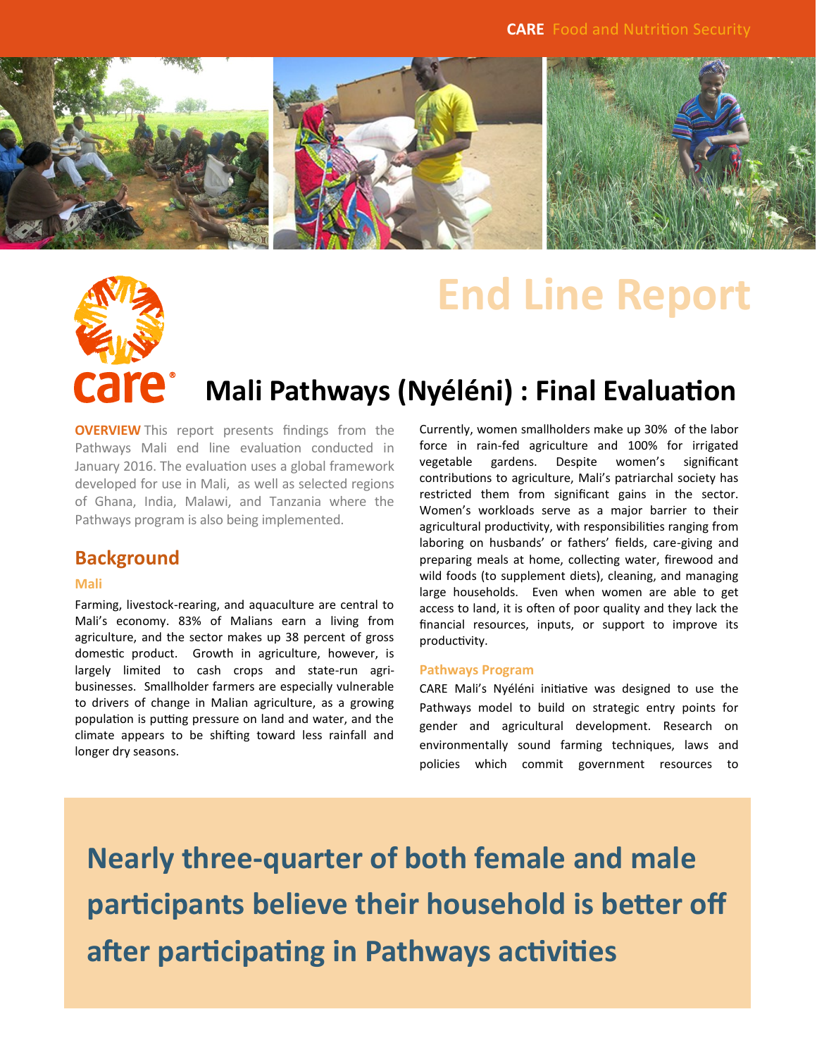# End Line Report

## Mali Pathways (Nyéléni) : Final Evaluation

**OVERVIEW** This report presents findings from the Pathways Mali end line evaluation conducted in January 2016. The evaluation uses a global framework developed for use in Mali, as well as selected regions of Ghana, India, Malawi, and Tanzania where the Pathways program is also being implemented.

## Background

### Mali

Farming, livestock-rearing, and aquaculture are central to Mali's economy. 83% of Malians earn a living from agriculture, and the sector makes up 38 percent of gross domestic product. Growth in agriculture, however, is largely limited to cash crops and state-run agri-businesses. Smallholder farmers are especially vulnerable to drivers of change in Malian agriculture, as a growing population is putting pressure on land and water, and the climate appears to be shifting toward less rainfall and longer dry seasons.

Currently, women smallholders make up 30% of the labor force in rain-fed agriculture and 100% for irrigated vegetable gardens. Despite women's significant contributions to agriculture, Mali's patriarchal society has restricted them from significant gains in the sector. Women's workloads serve as a major barrier to their agricultural productivity, with responsibilities ranging from laboring on husbands' or fathers' fields, care-giving and preparing meals at home, collecting water, firewood and wild foods (to supplement diets), cleaning, and managing large households. Even when women are able to get access to land, it is often of poor quality and they lack the financial resources, inputs, or support to improve its productivity.

### Pathways Program

CARE Mali's Nyéléni initiative was designed to use the Pathways model to build on strategic entry points for gender and agricultural development. Research on environmentally sound farming techniques, laws and policies which commit government resources to

**Nearly three-quarter of both female and male participants believe their household is better off after participating in Pathways activities**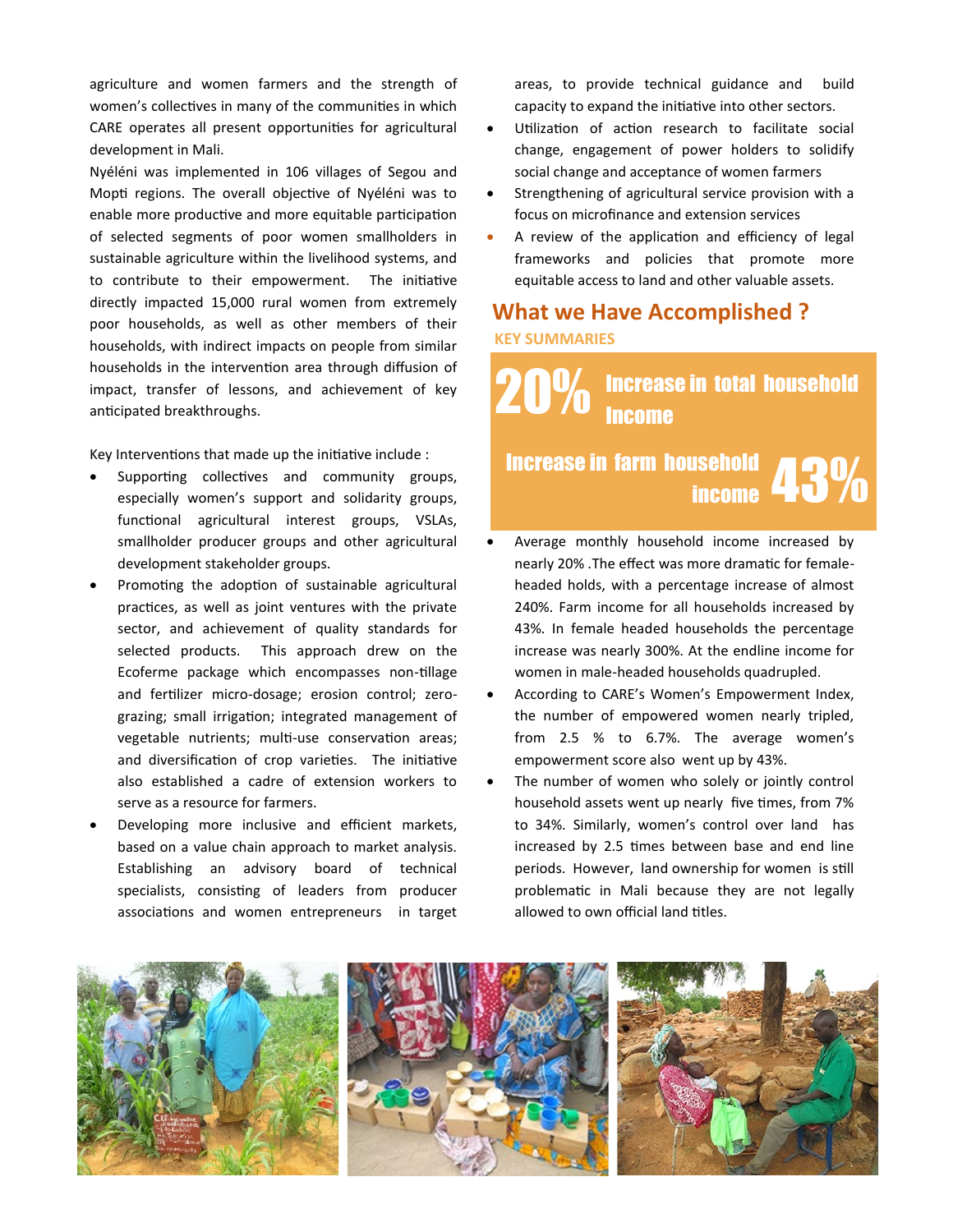agriculture and women farmers and the strength of women's collectives in many of the communities in which CARE operates all present opportunities for agricultural development in Mali.

Nyéléni was implemented in 106 villages of Segou and Mopti regions. The overall objective of Nyéléni was to enable more productive and more equitable participation of selected segments of poor women smallholders in sustainable agriculture within the livelihood systems, and to contribute to their empowerment. The initiative directly impacted 15,000 rural women from extremely poor households, as well as other members of their households, with indirect impacts on people from similar households in the intervention area through diffusion of impact, transfer of lessons, and achievement of key anticipated breakthroughs.

Key Interventions that made up the initiative include :

- Supporting collectives and community groups, especially women's support and solidarity groups, functional agricultural interest groups, VSLAs, smallholder producer groups and other agricultural development stakeholder groups.
- Promoting the adoption of sustainable agricultural practices, as well as joint ventures with the private sector, and achievement of quality standards for selected products. This approach drew on the Ecoferme package which encompasses non-tillage and fertilizer micro-dosage; erosion control; zero-grazing; small irrigation; integrated management of vegetable nutrients; multi-use conservation areas; and diversification of crop varieties. The initiative also established a cadre of extension workers to serve as a resource for farmers.
- Developing more inclusive and efficient markets, based on a value chain approach to market analysis. Establishing an advisory board of technical specialists, consisting of leaders from producer associations and women entrepreneurs in target areas, to provide technical guidance and build capacity to expand the initiative into other sectors.
- Utilization of action research to facilitate social change, engagement of power holders to solidify social change and acceptance of women farmers
- Strengthening of agricultural service provision with a focus on microfinance and extension services
- A review of the application and efficiency of legal frameworks and policies that promote more equitable access to land and other valuable assets.

## What we Have Accomplished ?

### KEY SUMMARIES

**20%** Increase in total household Income

Increase in farm household income **43%**

- Average monthly household income increased by nearly 20% .The effect was more dramatic for female-headed holds, with a percentage increase of almost 240%. Farm income for all households increased by 43%. In female headed households the percentage increase was nearly 300%. At the endline income for women in male-headed households quadrupled.
- According to CARE's Women's Empowerment Index, the number of empowered women nearly tripled, from 2.5 % to 6.7%. The average women's empowerment score also went up by 43%.
- The number of women who solely or jointly control household assets went up nearly five times, from 7% to 34%. Similarly, women's control over land has increased by 2.5 times between base and end line periods. However, land ownership for women is still problematic in Mali because they are not legally allowed to own official land titles.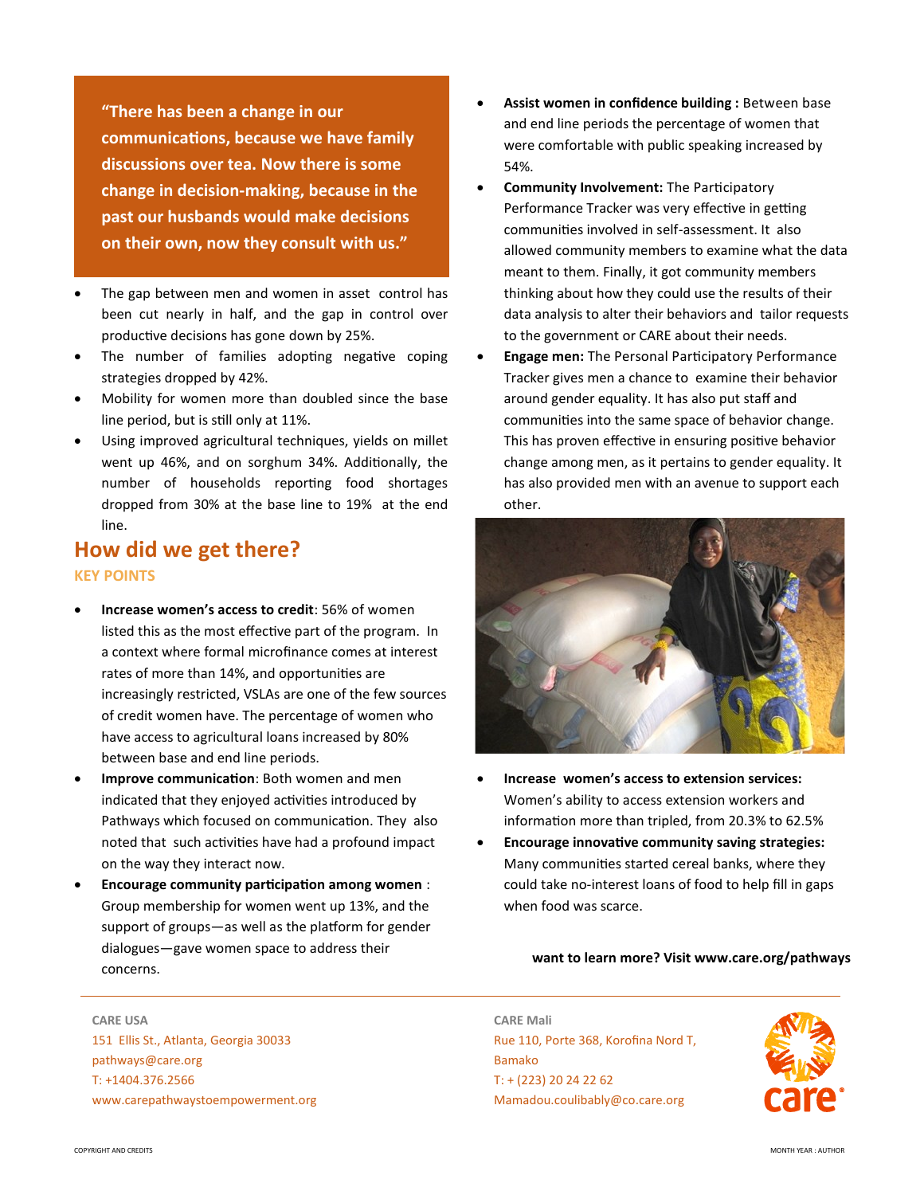> **"There has been a change in our communications, because we have family discussions over tea. Now there is some change in decision-making, because in the past our husbands would make decisions on their own, now they consult with us."**

- The gap between men and women in asset control has been cut nearly in half, and the gap in control over productive decisions has gone down by 25%.
- The number of families adopting negative coping strategies dropped by 42%.
- Mobility for women more than doubled since the base line period, but is still only at 11%.
- Using improved agricultural techniques, yields on millet went up 46%, and on sorghum 34%. Additionally, the number of households reporting food shortages dropped from 30% at the base line to 19% at the end line.

## How did we get there?

### KEY POINTS

- **Increase women's access to credit**: 56% of women listed this as the most effective part of the program. In a context where formal microfinance comes at interest rates of more than 14%, and opportunities are increasingly restricted, VSLAs are one of the few sources of credit women have. The percentage of women who have access to agricultural loans increased by 80% between base and end line periods.
- **Improve communication**: Both women and men indicated that they enjoyed activities introduced by Pathways which focused on communication. They also noted that such activities have had a profound impact on the way they interact now.
- **Encourage community participation among women** : Group membership for women went up 13%, and the support of groups—as well as the platform for gender dialogues—gave women space to address their concerns.
- **Assist women in confidence building :** Between base and end line periods the percentage of women that were comfortable with public speaking increased by 54%.
- **Community Involvement:** The Participatory Performance Tracker was very effective in getting communities involved in self-assessment. It also allowed community members to examine what the data meant to them. Finally, it got community members thinking about how they could use the results of their data analysis to alter their behaviors and tailor requests to the government or CARE about their needs.
- **Engage men:** The Personal Participatory Performance Tracker gives men a chance to examine their behavior around gender equality. It has also put staff and communities into the same space of behavior change. This has proven effective in ensuring positive behavior change among men, as it pertains to gender equality. It has also provided men with an avenue to support each other.
- **Increase women's access to extension services:** Women's ability to access extension workers and information more than tripled, from 20.3% to 62.5%
- **Encourage innovative community saving strategies:** Many communities started cereal banks, where they could take no-interest loans of food to help fill in gaps when food was scarce.

**want to learn more? Visit www.care.org/pathways**

---

**CARE USA**
151 Ellis St., Atlanta, Georgia 30033
pathways@care.org
T: +1404.376.2566
www.carepathwaystoempowerment.org

**CARE Mali**
Rue 110, Porte 368, Korofina Nord T,
Bamako
T: + (223) 20 24 22 62
Mamadou.coulibably@co.care.org

care

COPYRIGHT AND CREDITS

MONTH YEAR : AUTHOR